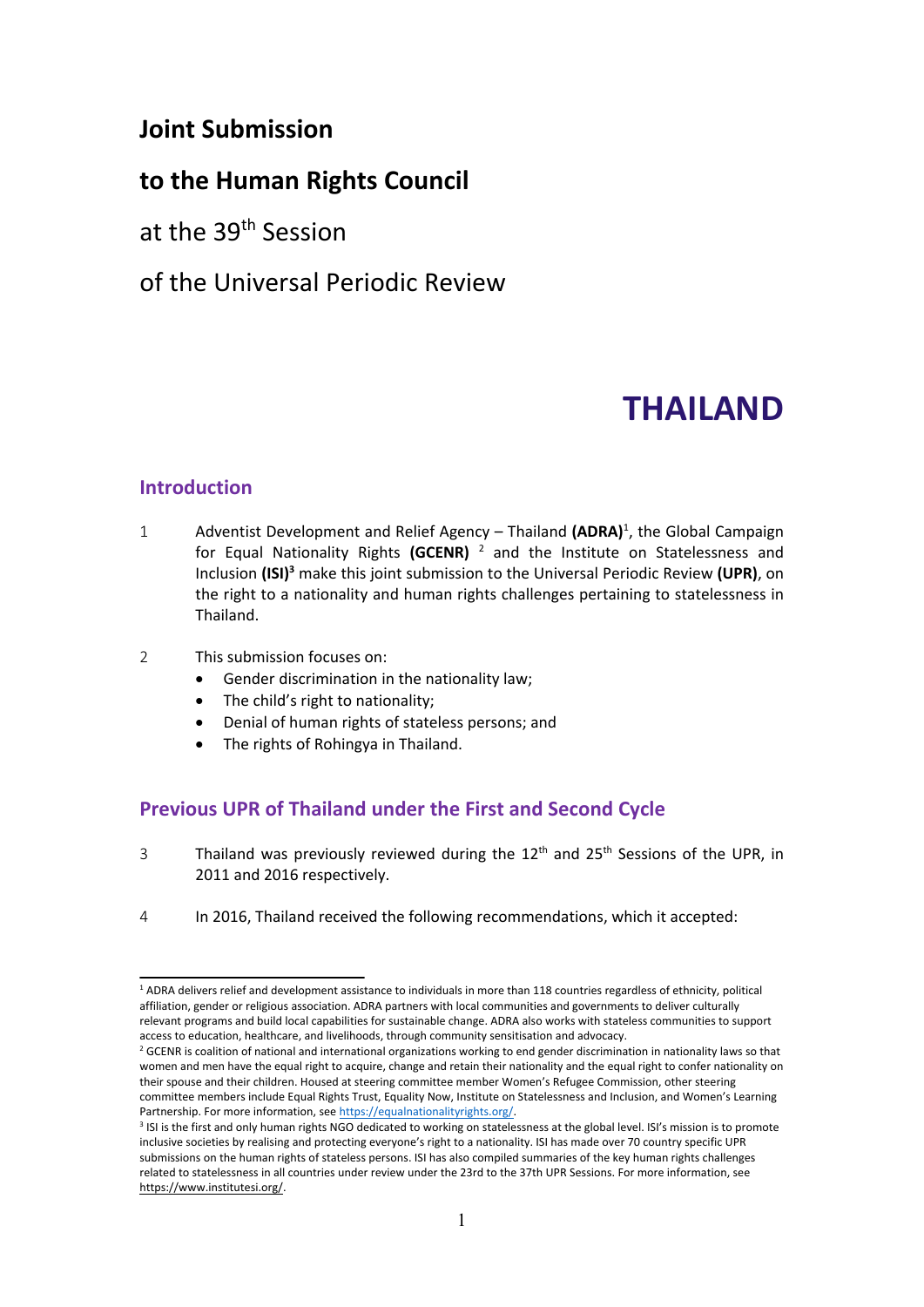# Joint Submission

# to the Human Rights Council

## at the 39th Session

## of the Universal Periodic Review

# THAILAND

## Introduction

1 Adventist Development and Relief Agency – Thailand **(ADRA)**[1], the Global Campaign for Equal Nationality Rights **(GCENR)** [2] and the Institute on Statelessness and Inclusion **(ISI)**[3] make this joint submission to the Universal Periodic Review **(UPR)**, on the right to a nationality and human rights challenges pertaining to statelessness in Thailand.

2 This submission focuses on:

- Gender discrimination in the nationality law;
- The child's right to nationality;
- Denial of human rights of stateless persons; and
- The rights of Rohingya in Thailand.

## Previous UPR of Thailand under the First and Second Cycle

3 Thailand was previously reviewed during the 12th and 25th Sessions of the UPR, in 2011 and 2016 respectively.

4 In 2016, Thailand received the following recommendations, which it accepted:

---

[1] ADRA delivers relief and development assistance to individuals in more than 118 countries regardless of ethnicity, political affiliation, gender or religious association. ADRA partners with local communities and governments to deliver culturally relevant programs and build local capabilities for sustainable change. ADRA also works with stateless communities to support access to education, healthcare, and livelihoods, through community sensitisation and advocacy.

[2] GCENR is coalition of national and international organizations working to end gender discrimination in nationality laws so that women and men have the equal right to acquire, change and retain their nationality and the equal right to confer nationality on their spouse and their children. Housed at steering committee member Women's Refugee Commission, other steering committee members include Equal Rights Trust, Equality Now, Institute on Statelessness and Inclusion, and Women's Learning Partnership. For more information, see https://equalnationalityrights.org/.

[3] ISI is the first and only human rights NGO dedicated to working on statelessness at the global level. ISI's mission is to promote inclusive societies by realising and protecting everyone's right to a nationality. ISI has made over 70 country specific UPR submissions on the human rights of stateless persons. ISI has also compiled summaries of the key human rights challenges related to statelessness in all countries under review under the 23rd to the 37th UPR Sessions. For more information, see https://www.institutesi.org/.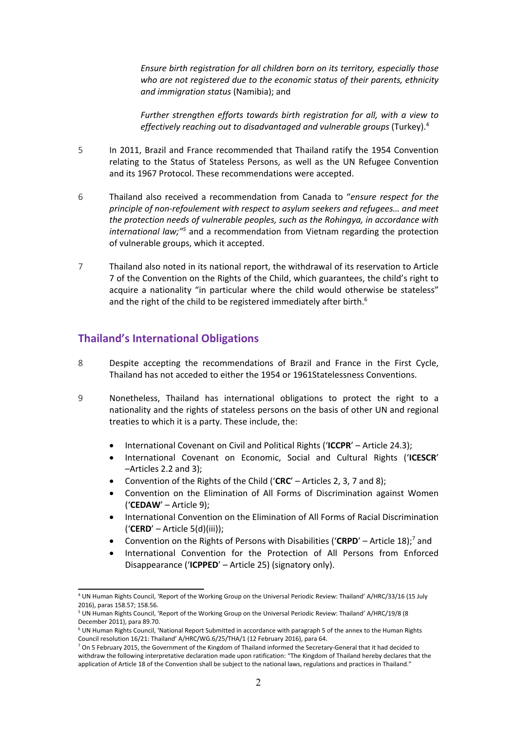*Ensure birth registration for all children born on its territory, especially those who are not registered due to the economic status of their parents, ethnicity and immigration status* (Namibia); and

*Further strengthen efforts towards birth registration for all, with a view to effectively reaching out to disadvantaged and vulnerable groups* (Turkey).[4]

5 In 2011, Brazil and France recommended that Thailand ratify the 1954 Convention relating to the Status of Stateless Persons, as well as the UN Refugee Convention and its 1967 Protocol. These recommendations were accepted.

6 Thailand also received a recommendation from Canada to "*ensure respect for the principle of non-refoulement with respect to asylum seekers and refugees… and meet the protection needs of vulnerable peoples, such as the Rohingya, in accordance with international law;"*[5] and a recommendation from Vietnam regarding the protection of vulnerable groups, which it accepted.

7 Thailand also noted in its national report, the withdrawal of its reservation to Article 7 of the Convention on the Rights of the Child, which guarantees, the child's right to acquire a nationality "in particular where the child would otherwise be stateless" and the right of the child to be registered immediately after birth.[6]

## Thailand's International Obligations

8 Despite accepting the recommendations of Brazil and France in the First Cycle, Thailand has not acceded to either the 1954 or 1961Statelessness Conventions.

9 Nonetheless, Thailand has international obligations to protect the right to a nationality and the rights of stateless persons on the basis of other UN and regional treaties to which it is a party. These include, the:

- International Covenant on Civil and Political Rights ('**ICCPR**' – Article 24.3);
- International Covenant on Economic, Social and Cultural Rights ('**ICESCR**' –Articles 2.2 and 3);
- Convention of the Rights of the Child ('**CRC**' – Articles 2, 3, 7 and 8);
- Convention on the Elimination of All Forms of Discrimination against Women ('**CEDAW**' – Article 9);
- International Convention on the Elimination of All Forms of Racial Discrimination ('**CERD**' – Article 5(d)(iii));
- Convention on the Rights of Persons with Disabilities ('**CRPD**' – Article 18);[7] and
- International Convention for the Protection of All Persons from Enforced Disappearance ('**ICPPED**' – Article 25) (signatory only).

---

[4] UN Human Rights Council, 'Report of the Working Group on the Universal Periodic Review: Thailand' A/HRC/33/16 (15 July 2016), paras 158.57; 158.56.

[5] UN Human Rights Council, 'Report of the Working Group on the Universal Periodic Review: Thailand' A/HRC/19/8 (8 December 2011), para 89.70.

[6] UN Human Rights Council, 'National Report Submitted in accordance with paragraph 5 of the annex to the Human Rights Council resolution 16/21: Thailand' A/HRC/WG.6/25/THA/1 (12 February 2016), para 64.

[7] On 5 February 2015, the Government of the Kingdom of Thailand informed the Secretary-General that it had decided to withdraw the following interpretative declaration made upon ratification: "The Kingdom of Thailand hereby declares that the application of Article 18 of the Convention shall be subject to the national laws, regulations and practices in Thailand."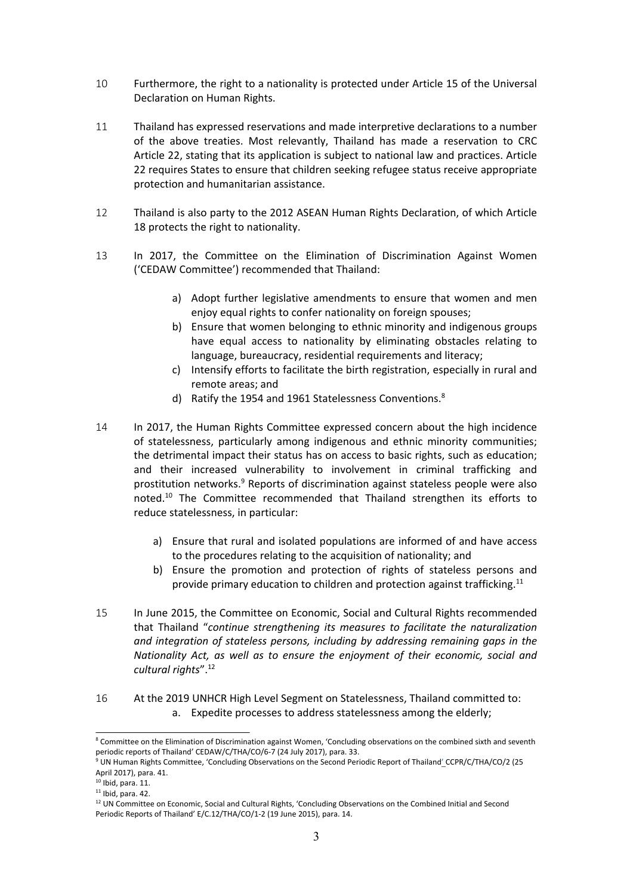10 Furthermore, the right to a nationality is protected under Article 15 of the Universal Declaration on Human Rights.

11 Thailand has expressed reservations and made interpretive declarations to a number of the above treaties. Most relevantly, Thailand has made a reservation to CRC Article 22, stating that its application is subject to national law and practices. Article 22 requires States to ensure that children seeking refugee status receive appropriate protection and humanitarian assistance.

12 Thailand is also party to the 2012 ASEAN Human Rights Declaration, of which Article 18 protects the right to nationality.

13 In 2017, the Committee on the Elimination of Discrimination Against Women ('CEDAW Committee') recommended that Thailand:

a) Adopt further legislative amendments to ensure that women and men enjoy equal rights to confer nationality on foreign spouses;
b) Ensure that women belonging to ethnic minority and indigenous groups have equal access to nationality by eliminating obstacles relating to language, bureaucracy, residential requirements and literacy;
c) Intensify efforts to facilitate the birth registration, especially in rural and remote areas; and
d) Ratify the 1954 and 1961 Statelessness Conventions.[8]

14 In 2017, the Human Rights Committee expressed concern about the high incidence of statelessness, particularly among indigenous and ethnic minority communities; the detrimental impact their status has on access to basic rights, such as education; and their increased vulnerability to involvement in criminal trafficking and prostitution networks.[9] Reports of discrimination against stateless people were also noted.[10] The Committee recommended that Thailand strengthen its efforts to reduce statelessness, in particular:

a) Ensure that rural and isolated populations are informed of and have access to the procedures relating to the acquisition of nationality; and
b) Ensure the promotion and protection of rights of stateless persons and provide primary education to children and protection against trafficking.[11]

15 In June 2015, the Committee on Economic, Social and Cultural Rights recommended that Thailand "*continue strengthening its measures to facilitate the naturalization and integration of stateless persons, including by addressing remaining gaps in the Nationality Act, as well as to ensure the enjoyment of their economic, social and cultural rights*".[12]

16 At the 2019 UNHCR High Level Segment on Statelessness, Thailand committed to:

a. Expedite processes to address statelessness among the elderly;

---

[8] Committee on the Elimination of Discrimination against Women, 'Concluding observations on the combined sixth and seventh periodic reports of Thailand' CEDAW/C/THA/CO/6-7 (24 July 2017), para. 33.
[9] UN Human Rights Committee, 'Concluding Observations on the Second Periodic Report of Thailand' CCPR/C/THA/CO/2 (25 April 2017), para. 41.
[10] Ibid, para. 11.
[11] Ibid, para. 42.
[12] UN Committee on Economic, Social and Cultural Rights, 'Concluding Observations on the Combined Initial and Second Periodic Reports of Thailand' E/C.12/THA/CO/1-2 (19 June 2015), para. 14.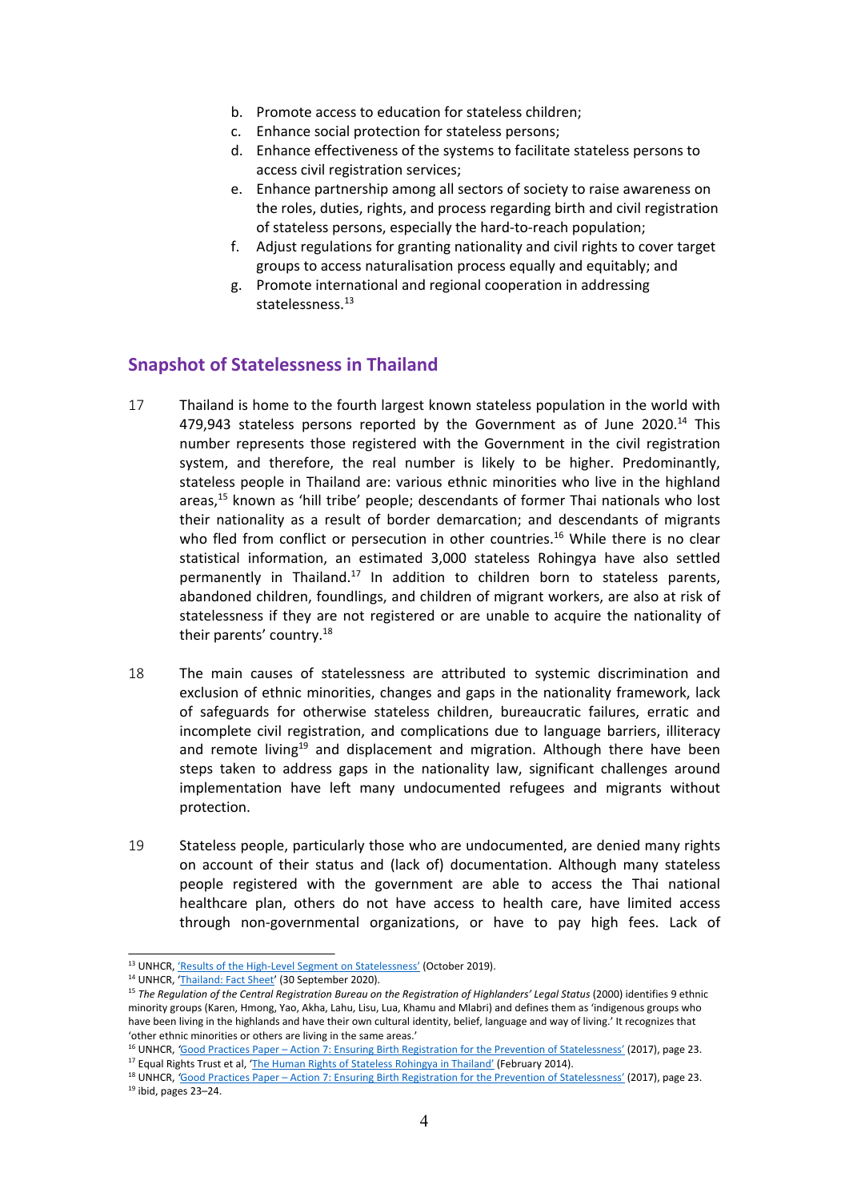b. Promote access to education for stateless children;
c. Enhance social protection for stateless persons;
d. Enhance effectiveness of the systems to facilitate stateless persons to access civil registration services;
e. Enhance partnership among all sectors of society to raise awareness on the roles, duties, rights, and process regarding birth and civil registration of stateless persons, especially the hard-to-reach population;
f. Adjust regulations for granting nationality and civil rights to cover target groups to access naturalisation process equally and equitably; and
g. Promote international and regional cooperation in addressing statelessness.[13]

## Snapshot of Statelessness in Thailand

17 Thailand is home to the fourth largest known stateless population in the world with 479,943 stateless persons reported by the Government as of June 2020.[14] This number represents those registered with the Government in the civil registration system, and therefore, the real number is likely to be higher. Predominantly, stateless people in Thailand are: various ethnic minorities who live in the highland areas,[15] known as 'hill tribe' people; descendants of former Thai nationals who lost their nationality as a result of border demarcation; and descendants of migrants who fled from conflict or persecution in other countries.[16] While there is no clear statistical information, an estimated 3,000 stateless Rohingya have also settled permanently in Thailand.[17] In addition to children born to stateless parents, abandoned children, foundlings, and children of migrant workers, are also at risk of statelessness if they are not registered or are unable to acquire the nationality of their parents' country.[18]

18 The main causes of statelessness are attributed to systemic discrimination and exclusion of ethnic minorities, changes and gaps in the nationality framework, lack of safeguards for otherwise stateless children, bureaucratic failures, erratic and incomplete civil registration, and complications due to language barriers, illiteracy and remote living[19] and displacement and migration. Although there have been steps taken to address gaps in the nationality law, significant challenges around implementation have left many undocumented refugees and migrants without protection.

19 Stateless people, particularly those who are undocumented, are denied many rights on account of their status and (lack of) documentation. Although many stateless people registered with the government are able to access the Thai national healthcare plan, others do not have access to health care, have limited access through non-governmental organizations, or have to pay high fees. Lack of

---

[13] UNHCR, 'Results of the High-Level Segment on Statelessness' (October 2019).

[14] UNHCR, 'Thailand: Fact Sheet' (30 September 2020).

[15] *The Regulation of the Central Registration Bureau on the Registration of Highlanders' Legal Status* (2000) identifies 9 ethnic minority groups (Karen, Hmong, Yao, Akha, Lahu, Lisu, Lua, Khamu and Mlabri) and defines them as 'indigenous groups who have been living in the highlands and have their own cultural identity, belief, language and way of living.' It recognizes that 'other ethnic minorities or others are living in the same areas.'

[16] UNHCR, 'Good Practices Paper – Action 7: Ensuring Birth Registration for the Prevention of Statelessness' (2017), page 23.

[17] Equal Rights Trust et al, 'The Human Rights of Stateless Rohingya in Thailand' (February 2014).

[18] UNHCR, 'Good Practices Paper – Action 7: Ensuring Birth Registration for the Prevention of Statelessness' (2017), page 23.

[19] ibid, pages 23–24.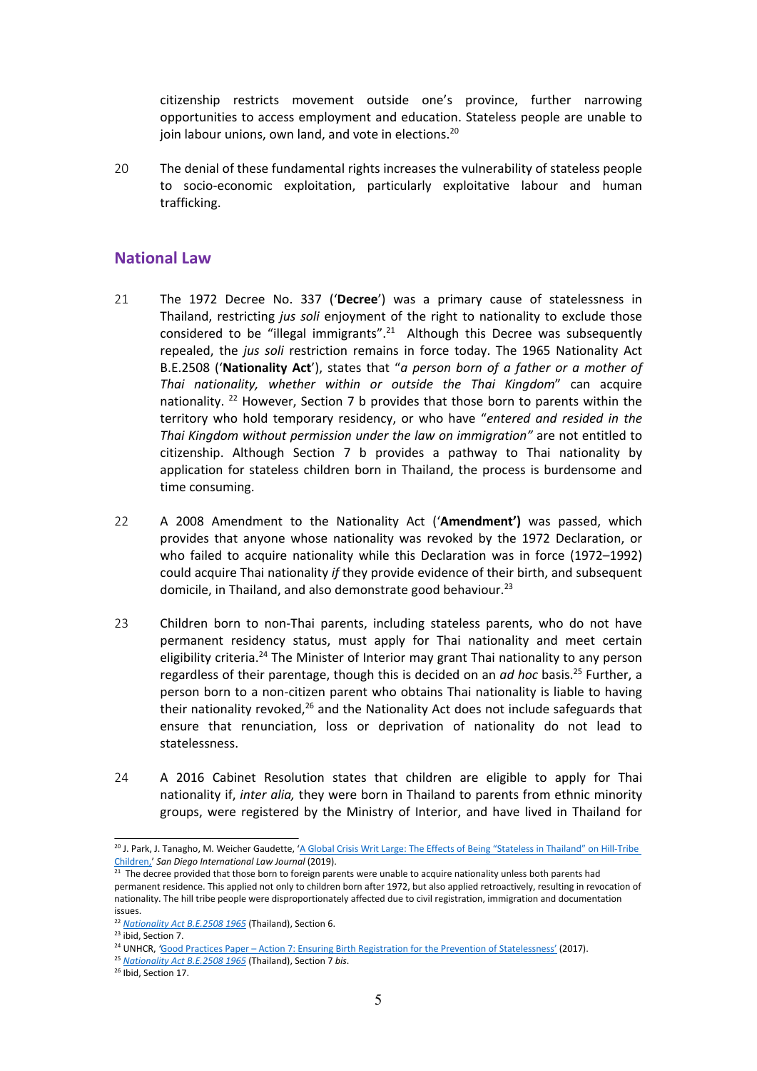citizenship restricts movement outside one's province, further narrowing opportunities to access employment and education. Stateless people are unable to join labour unions, own land, and vote in elections.[20]

20 The denial of these fundamental rights increases the vulnerability of stateless people to socio-economic exploitation, particularly exploitative labour and human trafficking.

## National Law

21 The 1972 Decree No. 337 ('**Decree**') was a primary cause of statelessness in Thailand, restricting *jus soli* enjoyment of the right to nationality to exclude those considered to be "illegal immigrants".[21] Although this Decree was subsequently repealed, the *jus soli* restriction remains in force today. The 1965 Nationality Act B.E.2508 ('**Nationality Act**'), states that "*a person born of a father or a mother of Thai nationality, whether within or outside the Thai Kingdom*" can acquire nationality.[22] However, Section 7 b provides that those born to parents within the territory who hold temporary residency, or who have "*entered and resided in the Thai Kingdom without permission under the law on immigration"* are not entitled to citizenship. Although Section 7 b provides a pathway to Thai nationality by application for stateless children born in Thailand, the process is burdensome and time consuming.

22 A 2008 Amendment to the Nationality Act ('**Amendment')** was passed, which provides that anyone whose nationality was revoked by the 1972 Declaration, or who failed to acquire nationality while this Declaration was in force (1972–1992) could acquire Thai nationality *if* they provide evidence of their birth, and subsequent domicile, in Thailand, and also demonstrate good behaviour.[23]

23 Children born to non-Thai parents, including stateless parents, who do not have permanent residency status, must apply for Thai nationality and meet certain eligibility criteria.[24] The Minister of Interior may grant Thai nationality to any person regardless of their parentage, though this is decided on an *ad hoc* basis.[25] Further, a person born to a non-citizen parent who obtains Thai nationality is liable to having their nationality revoked,[26] and the Nationality Act does not include safeguards that ensure that renunciation, loss or deprivation of nationality do not lead to statelessness.

24 A 2016 Cabinet Resolution states that children are eligible to apply for Thai nationality if, *inter alia,* they were born in Thailand to parents from ethnic minority groups, were registered by the Ministry of Interior, and have lived in Thailand for

---

[20] J. Park, J. Tanagho, M. Weicher Gaudette, 'A Global Crisis Writ Large: The Effects of Being "Stateless in Thailand" on Hill-Tribe Children,' *San Diego International Law Journal* (2019).

[21] The decree provided that those born to foreign parents were unable to acquire nationality unless both parents had permanent residence. This applied not only to children born after 1972, but also applied retroactively, resulting in revocation of nationality. The hill tribe people were disproportionately affected due to civil registration, immigration and documentation issues.

[22] *Nationality Act B.E.2508 1965* (Thailand), Section 6.

[23] ibid, Section 7.

[24] UNHCR, 'Good Practices Paper – Action 7: Ensuring Birth Registration for the Prevention of Statelessness' (2017).

[25] *Nationality Act B.E.2508 1965* (Thailand), Section 7 *bis*.

[26] Ibid, Section 17.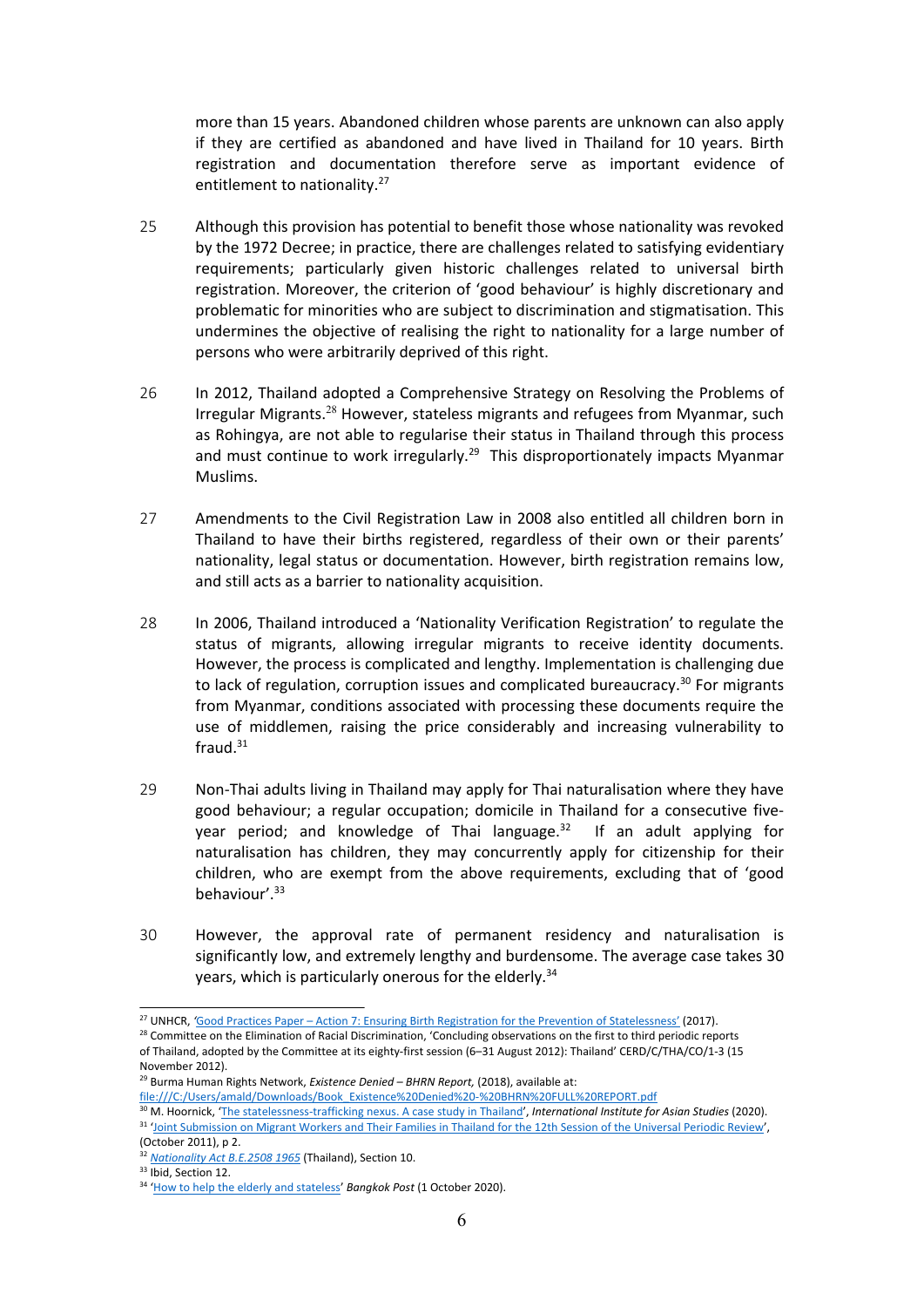more than 15 years. Abandoned children whose parents are unknown can also apply if they are certified as abandoned and have lived in Thailand for 10 years. Birth registration and documentation therefore serve as important evidence of entitlement to nationality.[27]

25 Although this provision has potential to benefit those whose nationality was revoked by the 1972 Decree; in practice, there are challenges related to satisfying evidentiary requirements; particularly given historic challenges related to universal birth registration. Moreover, the criterion of 'good behaviour' is highly discretionary and problematic for minorities who are subject to discrimination and stigmatisation. This undermines the objective of realising the right to nationality for a large number of persons who were arbitrarily deprived of this right.

26 In 2012, Thailand adopted a Comprehensive Strategy on Resolving the Problems of Irregular Migrants.[28] However, stateless migrants and refugees from Myanmar, such as Rohingya, are not able to regularise their status in Thailand through this process and must continue to work irregularly.[29] This disproportionately impacts Myanmar Muslims.

27 Amendments to the Civil Registration Law in 2008 also entitled all children born in Thailand to have their births registered, regardless of their own or their parents' nationality, legal status or documentation. However, birth registration remains low, and still acts as a barrier to nationality acquisition.

28 In 2006, Thailand introduced a 'Nationality Verification Registration' to regulate the status of migrants, allowing irregular migrants to receive identity documents. However, the process is complicated and lengthy. Implementation is challenging due to lack of regulation, corruption issues and complicated bureaucracy.[30] For migrants from Myanmar, conditions associated with processing these documents require the use of middlemen, raising the price considerably and increasing vulnerability to fraud.[31]

29 Non-Thai adults living in Thailand may apply for Thai naturalisation where they have good behaviour; a regular occupation; domicile in Thailand for a consecutive five-year period; and knowledge of Thai language.[32] If an adult applying for naturalisation has children, they may concurrently apply for citizenship for their children, who are exempt from the above requirements, excluding that of 'good behaviour'.[33]

30 However, the approval rate of permanent residency and naturalisation is significantly low, and extremely lengthy and burdensome. The average case takes 30 years, which is particularly onerous for the elderly.[34]

---

[27] UNHCR, 'Good Practices Paper – Action 7: Ensuring Birth Registration for the Prevention of Statelessness' (2017).

[28] Committee on the Elimination of Racial Discrimination, 'Concluding observations on the first to third periodic reports of Thailand, adopted by the Committee at its eighty-first session (6–31 August 2012): Thailand' CERD/C/THA/CO/1-3 (15 November 2012).

[29] Burma Human Rights Network, *Existence Denied – BHRN Report,* (2018), available at: file:///C:/Users/amald/Downloads/Book_Existence%20Denied%20-%20BHRN%20FULL%20REPORT.pdf

[30] M. Hoornick, 'The statelessness-trafficking nexus. A case study in Thailand', *International Institute for Asian Studies* (2020).

[31] 'Joint Submission on Migrant Workers and Their Families in Thailand for the 12th Session of the Universal Periodic Review', (October 2011), p 2.

[32] *Nationality Act B.E.2508 1965* (Thailand), Section 10.

[33] Ibid, Section 12.

[34] 'How to help the elderly and stateless' *Bangkok Post* (1 October 2020).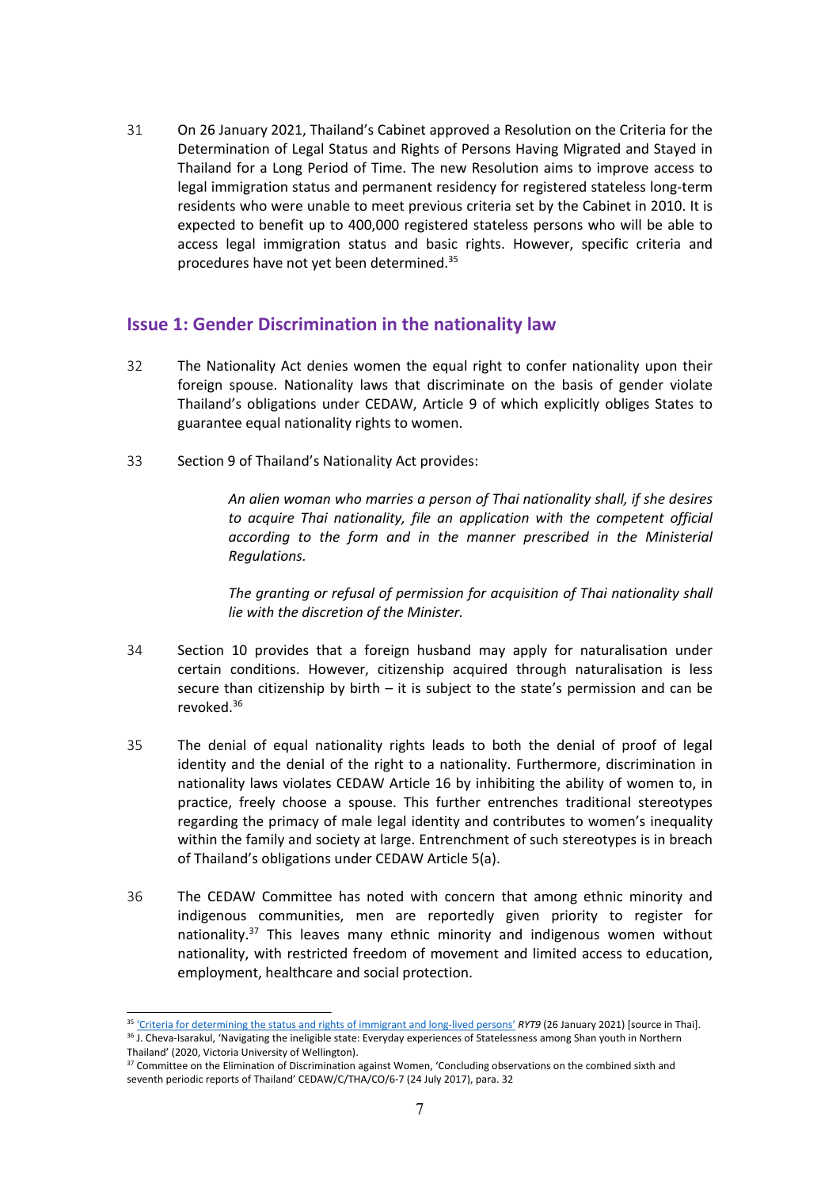31 On 26 January 2021, Thailand's Cabinet approved a Resolution on the Criteria for the Determination of Legal Status and Rights of Persons Having Migrated and Stayed in Thailand for a Long Period of Time. The new Resolution aims to improve access to legal immigration status and permanent residency for registered stateless long-term residents who were unable to meet previous criteria set by the Cabinet in 2010. It is expected to benefit up to 400,000 registered stateless persons who will be able to access legal immigration status and basic rights. However, specific criteria and procedures have not yet been determined.[35]

## Issue 1: Gender Discrimination in the nationality law

32 The Nationality Act denies women the equal right to confer nationality upon their foreign spouse. Nationality laws that discriminate on the basis of gender violate Thailand's obligations under CEDAW, Article 9 of which explicitly obliges States to guarantee equal nationality rights to women.

33 Section 9 of Thailand's Nationality Act provides:

> *An alien woman who marries a person of Thai nationality shall, if she desires to acquire Thai nationality, file an application with the competent official according to the form and in the manner prescribed in the Ministerial Regulations.*
>
> *The granting or refusal of permission for acquisition of Thai nationality shall lie with the discretion of the Minister.*

34 Section 10 provides that a foreign husband may apply for naturalisation under certain conditions. However, citizenship acquired through naturalisation is less secure than citizenship by birth – it is subject to the state's permission and can be revoked.[36]

35 The denial of equal nationality rights leads to both the denial of proof of legal identity and the denial of the right to a nationality. Furthermore, discrimination in nationality laws violates CEDAW Article 16 by inhibiting the ability of women to, in practice, freely choose a spouse. This further entrenches traditional stereotypes regarding the primacy of male legal identity and contributes to women's inequality within the family and society at large. Entrenchment of such stereotypes is in breach of Thailand's obligations under CEDAW Article 5(a).

36 The CEDAW Committee has noted with concern that among ethnic minority and indigenous communities, men are reportedly given priority to register for nationality.[37] This leaves many ethnic minority and indigenous women without nationality, with restricted freedom of movement and limited access to education, employment, healthcare and social protection.

---

[35] 'Criteria for determining the status and rights of immigrant and long-lived persons' *RYT9* (26 January 2021) [source in Thai].

[36] J. Cheva-Isarakul, 'Navigating the ineligible state: Everyday experiences of Statelessness among Shan youth in Northern Thailand' (2020, Victoria University of Wellington).

[37] Committee on the Elimination of Discrimination against Women, 'Concluding observations on the combined sixth and seventh periodic reports of Thailand' CEDAW/C/THA/CO/6-7 (24 July 2017), para. 32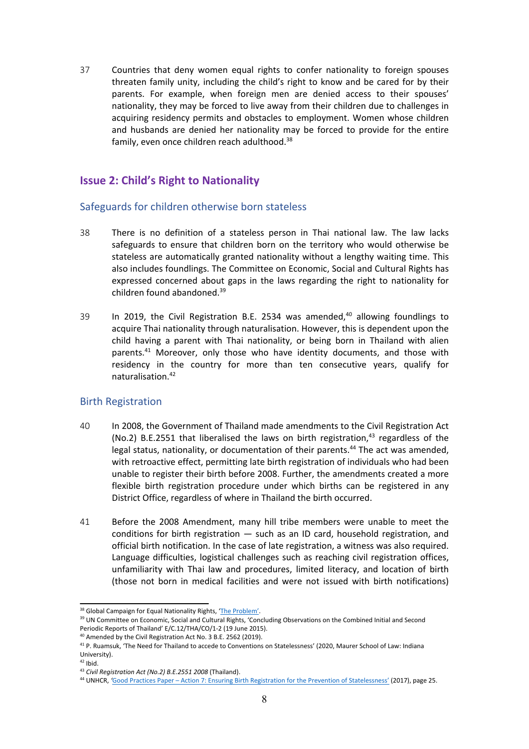37 Countries that deny women equal rights to confer nationality to foreign spouses threaten family unity, including the child's right to know and be cared for by their parents. For example, when foreign men are denied access to their spouses' nationality, they may be forced to live away from their children due to challenges in acquiring residency permits and obstacles to employment. Women whose children and husbands are denied her nationality may be forced to provide for the entire family, even once children reach adulthood.[38]

## Issue 2: Child's Right to Nationality

### Safeguards for children otherwise born stateless

38 There is no definition of a stateless person in Thai national law. The law lacks safeguards to ensure that children born on the territory who would otherwise be stateless are automatically granted nationality without a lengthy waiting time. This also includes foundlings. The Committee on Economic, Social and Cultural Rights has expressed concerned about gaps in the laws regarding the right to nationality for children found abandoned.[39]

39 In 2019, the Civil Registration B.E. 2534 was amended,[40] allowing foundlings to acquire Thai nationality through naturalisation. However, this is dependent upon the child having a parent with Thai nationality, or being born in Thailand with alien parents.[41] Moreover, only those who have identity documents, and those with residency in the country for more than ten consecutive years, qualify for naturalisation.[42]

### Birth Registration

40 In 2008, the Government of Thailand made amendments to the Civil Registration Act (No.2) B.E.2551 that liberalised the laws on birth registration,[43] regardless of the legal status, nationality, or documentation of their parents.[44] The act was amended, with retroactive effect, permitting late birth registration of individuals who had been unable to register their birth before 2008. Further, the amendments created a more flexible birth registration procedure under which births can be registered in any District Office, regardless of where in Thailand the birth occurred.

41 Before the 2008 Amendment, many hill tribe members were unable to meet the conditions for birth registration — such as an ID card, household registration, and official birth notification. In the case of late registration, a witness was also required. Language difficulties, logistical challenges such as reaching civil registration offices, unfamiliarity with Thai law and procedures, limited literacy, and location of birth (those not born in medical facilities and were not issued with birth notifications)

---

[38] Global Campaign for Equal Nationality Rights, 'The Problem'.

[39] UN Committee on Economic, Social and Cultural Rights, 'Concluding Observations on the Combined Initial and Second Periodic Reports of Thailand' E/C.12/THA/CO/1-2 (19 June 2015).

[40] Amended by the Civil Registration Act No. 3 B.E. 2562 (2019).

[41] P. Ruamsuk, 'The Need for Thailand to accede to Conventions on Statelessness' (2020, Maurer School of Law: Indiana University).

[42] Ibid.

[43] *Civil Registration Act (No.2) B.E.2551 2008* (Thailand).

[44] UNHCR, 'Good Practices Paper – Action 7: Ensuring Birth Registration for the Prevention of Statelessness' (2017), page 25.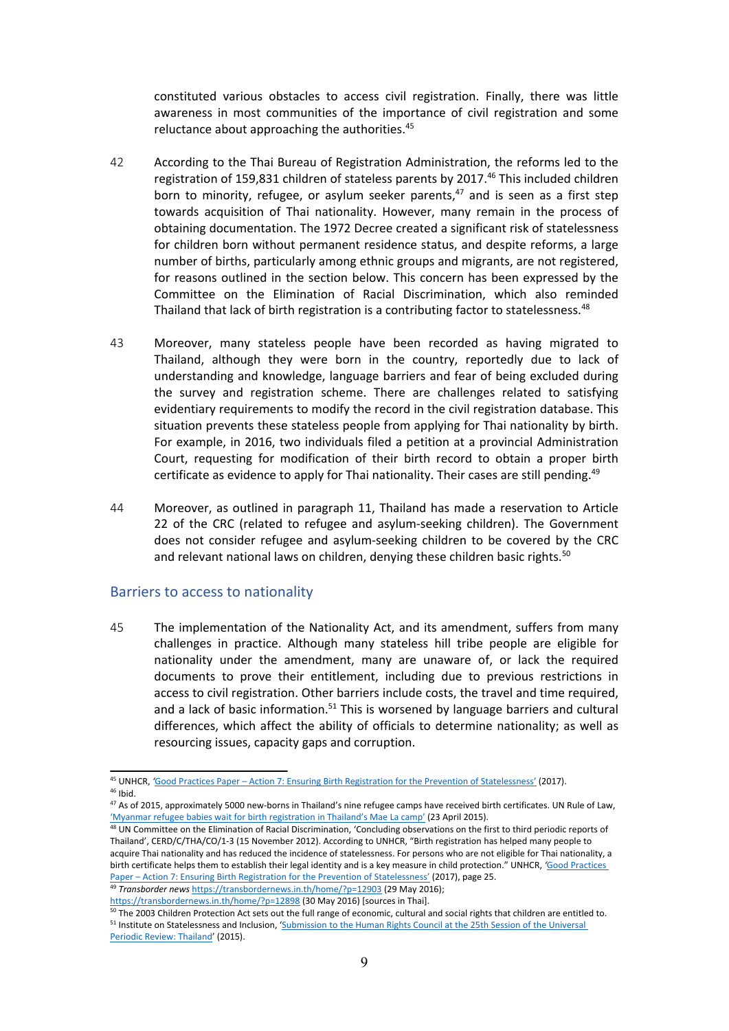constituted various obstacles to access civil registration. Finally, there was little awareness in most communities of the importance of civil registration and some reluctance about approaching the authorities.[45]

42 According to the Thai Bureau of Registration Administration, the reforms led to the registration of 159,831 children of stateless parents by 2017.[46] This included children born to minority, refugee, or asylum seeker parents,[47] and is seen as a first step towards acquisition of Thai nationality. However, many remain in the process of obtaining documentation. The 1972 Decree created a significant risk of statelessness for children born without permanent residence status, and despite reforms, a large number of births, particularly among ethnic groups and migrants, are not registered, for reasons outlined in the section below. This concern has been expressed by the Committee on the Elimination of Racial Discrimination, which also reminded Thailand that lack of birth registration is a contributing factor to statelessness.[48]

43 Moreover, many stateless people have been recorded as having migrated to Thailand, although they were born in the country, reportedly due to lack of understanding and knowledge, language barriers and fear of being excluded during the survey and registration scheme. There are challenges related to satisfying evidentiary requirements to modify the record in the civil registration database. This situation prevents these stateless people from applying for Thai nationality by birth. For example, in 2016, two individuals filed a petition at a provincial Administration Court, requesting for modification of their birth record to obtain a proper birth certificate as evidence to apply for Thai nationality. Their cases are still pending.[49]

44 Moreover, as outlined in paragraph 11, Thailand has made a reservation to Article 22 of the CRC (related to refugee and asylum-seeking children). The Government does not consider refugee and asylum-seeking children to be covered by the CRC and relevant national laws on children, denying these children basic rights.[50]

## Barriers to access to nationality

45 The implementation of the Nationality Act, and its amendment, suffers from many challenges in practice. Although many stateless hill tribe people are eligible for nationality under the amendment, many are unaware of, or lack the required documents to prove their entitlement, including due to previous restrictions in access to civil registration. Other barriers include costs, the travel and time required, and a lack of basic information.[51] This is worsened by language barriers and cultural differences, which affect the ability of officials to determine nationality; as well as resourcing issues, capacity gaps and corruption.

---

[45] UNHCR, 'Good Practices Paper – Action 7: Ensuring Birth Registration for the Prevention of Statelessness' (2017).

[46] Ibid.

[47] As of 2015, approximately 5000 new-borns in Thailand's nine refugee camps have received birth certificates. UN Rule of Law, 'Myanmar refugee babies wait for birth registration in Thailand's Mae La camp' (23 April 2015).

[48] UN Committee on the Elimination of Racial Discrimination, 'Concluding observations on the first to third periodic reports of Thailand', CERD/C/THA/CO/1-3 (15 November 2012). According to UNHCR, "Birth registration has helped many people to acquire Thai nationality and has reduced the incidence of statelessness. For persons who are not eligible for Thai nationality, a birth certificate helps them to establish their legal identity and is a key measure in child protection." UNHCR, 'Good Practices Paper – Action 7: Ensuring Birth Registration for the Prevention of Statelessness' (2017), page 25.

[49] *Transborder news* https://transbordernews.in.th/home/?p=12903 (29 May 2016); https://transbordernews.in.th/home/?p=12898 (30 May 2016) [sources in Thai].

[50] The 2003 Children Protection Act sets out the full range of economic, cultural and social rights that children are entitled to.

[51] Institute on Statelessness and Inclusion, 'Submission to the Human Rights Council at the 25th Session of the Universal Periodic Review: Thailand' (2015).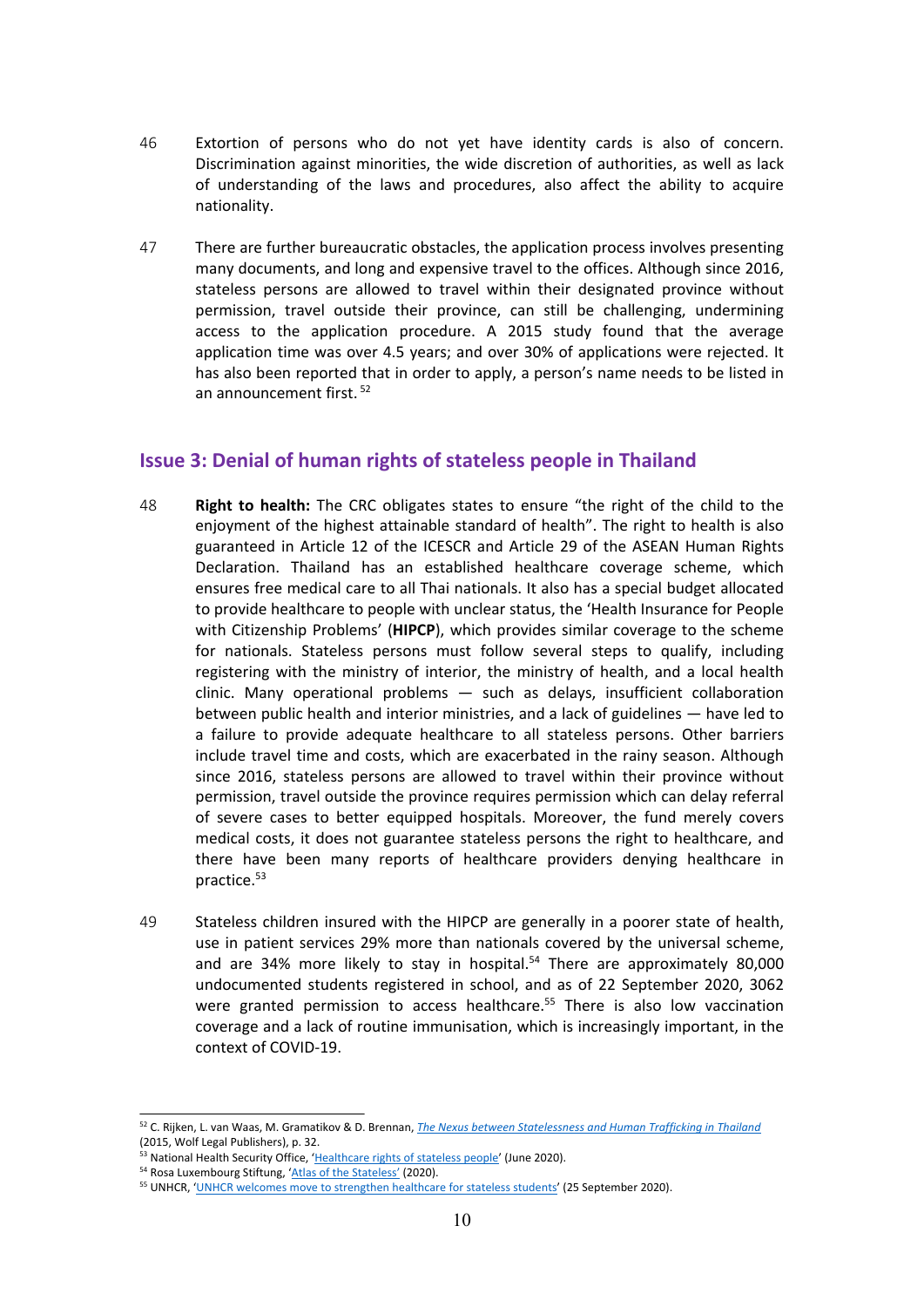46 Extortion of persons who do not yet have identity cards is also of concern. Discrimination against minorities, the wide discretion of authorities, as well as lack of understanding of the laws and procedures, also affect the ability to acquire nationality.

47 There are further bureaucratic obstacles, the application process involves presenting many documents, and long and expensive travel to the offices. Although since 2016, stateless persons are allowed to travel within their designated province without permission, travel outside their province, can still be challenging, undermining access to the application procedure. A 2015 study found that the average application time was over 4.5 years; and over 30% of applications were rejected. It has also been reported that in order to apply, a person's name needs to be listed in an announcement first.[52]

## Issue 3: Denial of human rights of stateless people in Thailand

48 **Right to health:** The CRC obligates states to ensure "the right of the child to the enjoyment of the highest attainable standard of health". The right to health is also guaranteed in Article 12 of the ICESCR and Article 29 of the ASEAN Human Rights Declaration. Thailand has an established healthcare coverage scheme, which ensures free medical care to all Thai nationals. It also has a special budget allocated to provide healthcare to people with unclear status, the 'Health Insurance for People with Citizenship Problems' (**HIPCP**), which provides similar coverage to the scheme for nationals. Stateless persons must follow several steps to qualify, including registering with the ministry of interior, the ministry of health, and a local health clinic. Many operational problems — such as delays, insufficient collaboration between public health and interior ministries, and a lack of guidelines — have led to a failure to provide adequate healthcare to all stateless persons. Other barriers include travel time and costs, which are exacerbated in the rainy season. Although since 2016, stateless persons are allowed to travel within their province without permission, travel outside the province requires permission which can delay referral of severe cases to better equipped hospitals. Moreover, the fund merely covers medical costs, it does not guarantee stateless persons the right to healthcare, and there have been many reports of healthcare providers denying healthcare in practice.[53]

49 Stateless children insured with the HIPCP are generally in a poorer state of health, use in patient services 29% more than nationals covered by the universal scheme, and are 34% more likely to stay in hospital.[54] There are approximately 80,000 undocumented students registered in school, and as of 22 September 2020, 3062 were granted permission to access healthcare.[55] There is also low vaccination coverage and a lack of routine immunisation, which is increasingly important, in the context of COVID-19.

---

[52] C. Rijken, L. van Waas, M. Gramatikov & D. Brennan, *The Nexus between Statelessness and Human Trafficking in Thailand* (2015, Wolf Legal Publishers), p. 32.

[53] National Health Security Office, 'Healthcare rights of stateless people' (June 2020).

[54] Rosa Luxembourg Stiftung, 'Atlas of the Stateless' (2020).

[55] UNHCR, 'UNHCR welcomes move to strengthen healthcare for stateless students' (25 September 2020).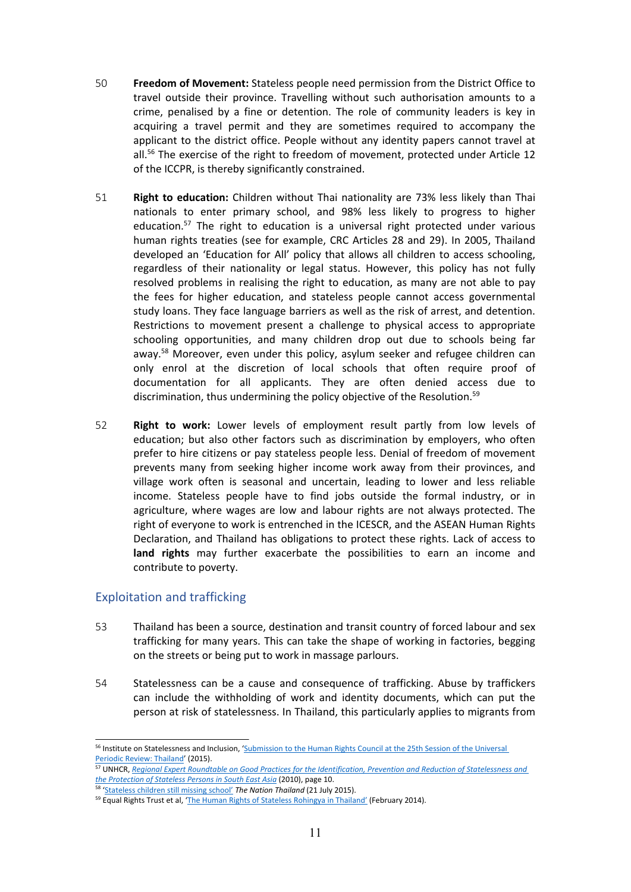50 **Freedom of Movement:** Stateless people need permission from the District Office to travel outside their province. Travelling without such authorisation amounts to a crime, penalised by a fine or detention. The role of community leaders is key in acquiring a travel permit and they are sometimes required to accompany the applicant to the district office. People without any identity papers cannot travel at all.[56] The exercise of the right to freedom of movement, protected under Article 12 of the ICCPR, is thereby significantly constrained.

51 **Right to education:** Children without Thai nationality are 73% less likely than Thai nationals to enter primary school, and 98% less likely to progress to higher education.[57] The right to education is a universal right protected under various human rights treaties (see for example, CRC Articles 28 and 29). In 2005, Thailand developed an 'Education for All' policy that allows all children to access schooling, regardless of their nationality or legal status. However, this policy has not fully resolved problems in realising the right to education, as many are not able to pay the fees for higher education, and stateless people cannot access governmental study loans. They face language barriers as well as the risk of arrest, and detention. Restrictions to movement present a challenge to physical access to appropriate schooling opportunities, and many children drop out due to schools being far away.[58] Moreover, even under this policy, asylum seeker and refugee children can only enrol at the discretion of local schools that often require proof of documentation for all applicants. They are often denied access due to discrimination, thus undermining the policy objective of the Resolution.[59]

52 **Right to work:** Lower levels of employment result partly from low levels of education; but also other factors such as discrimination by employers, who often prefer to hire citizens or pay stateless people less. Denial of freedom of movement prevents many from seeking higher income work away from their provinces, and village work often is seasonal and uncertain, leading to lower and less reliable income. Stateless people have to find jobs outside the formal industry, or in agriculture, where wages are low and labour rights are not always protected. The right of everyone to work is entrenched in the ICESCR, and the ASEAN Human Rights Declaration, and Thailand has obligations to protect these rights. Lack of access to **land rights** may further exacerbate the possibilities to earn an income and contribute to poverty.

## Exploitation and trafficking

53 Thailand has been a source, destination and transit country of forced labour and sex trafficking for many years. This can take the shape of working in factories, begging on the streets or being put to work in massage parlours.

54 Statelessness can be a cause and consequence of trafficking. Abuse by traffickers can include the withholding of work and identity documents, which can put the person at risk of statelessness. In Thailand, this particularly applies to migrants from

---

[56] Institute on Statelessness and Inclusion, 'Submission to the Human Rights Council at the 25th Session of the Universal Periodic Review: Thailand' (2015).

[57] UNHCR, *Regional Expert Roundtable on Good Practices for the Identification, Prevention and Reduction of Statelessness and the Protection of Stateless Persons in South East Asia* (2010), page 10.

[58] 'Stateless children still missing school' *The Nation Thailand* (21 July 2015).

[59] Equal Rights Trust et al, 'The Human Rights of Stateless Rohingya in Thailand' (February 2014).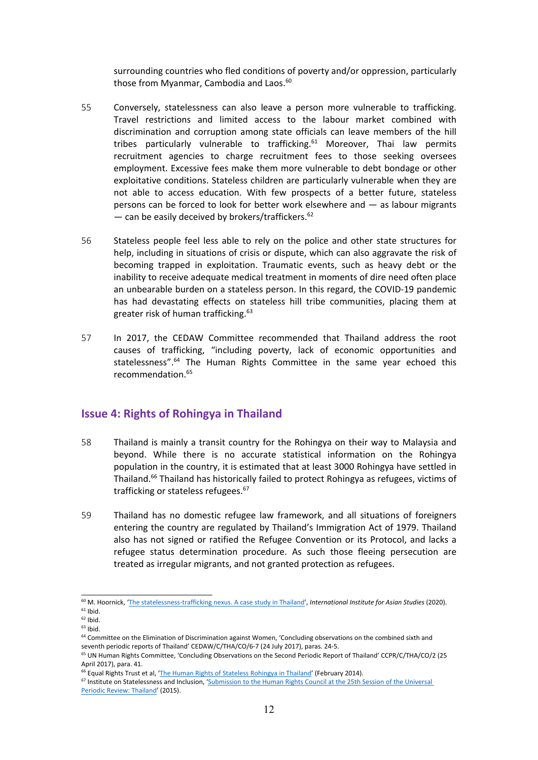surrounding countries who fled conditions of poverty and/or oppression, particularly those from Myanmar, Cambodia and Laos.[60]

55 Conversely, statelessness can also leave a person more vulnerable to trafficking. Travel restrictions and limited access to the labour market combined with discrimination and corruption among state officials can leave members of the hill tribes particularly vulnerable to trafficking.[61] Moreover, Thai law permits recruitment agencies to charge recruitment fees to those seeking oversees employment. Excessive fees make them more vulnerable to debt bondage or other exploitative conditions. Stateless children are particularly vulnerable when they are not able to access education. With few prospects of a better future, stateless persons can be forced to look for better work elsewhere and — as labour migrants — can be easily deceived by brokers/traffickers.[62]

56 Stateless people feel less able to rely on the police and other state structures for help, including in situations of crisis or dispute, which can also aggravate the risk of becoming trapped in exploitation. Traumatic events, such as heavy debt or the inability to receive adequate medical treatment in moments of dire need often place an unbearable burden on a stateless person. In this regard, the COVID-19 pandemic has had devastating effects on stateless hill tribe communities, placing them at greater risk of human trafficking.[63]

57 In 2017, the CEDAW Committee recommended that Thailand address the root causes of trafficking, "including poverty, lack of economic opportunities and statelessness".[64] The Human Rights Committee in the same year echoed this recommendation.[65]

## Issue 4: Rights of Rohingya in Thailand

58 Thailand is mainly a transit country for the Rohingya on their way to Malaysia and beyond. While there is no accurate statistical information on the Rohingya population in the country, it is estimated that at least 3000 Rohingya have settled in Thailand.[66] Thailand has historically failed to protect Rohingya as refugees, victims of trafficking or stateless refugees.[67]

59 Thailand has no domestic refugee law framework, and all situations of foreigners entering the country are regulated by Thailand's Immigration Act of 1979. Thailand also has not signed or ratified the Refugee Convention or its Protocol, and lacks a refugee status determination procedure. As such those fleeing persecution are treated as irregular migrants, and not granted protection as refugees.

---

[60] M. Hoornick, 'The statelessness-trafficking nexus. A case study in Thailand', *International Institute for Asian Studies* (2020).
[61] Ibid.
[62] Ibid.
[63] Ibid.
[64] Committee on the Elimination of Discrimination against Women, 'Concluding observations on the combined sixth and seventh periodic reports of Thailand' CEDAW/C/THA/CO/6-7 (24 July 2017), paras. 24-5.
[65] UN Human Rights Committee, 'Concluding Observations on the Second Periodic Report of Thailand' CCPR/C/THA/CO/2 (25 April 2017), para. 41.
[66] Equal Rights Trust et al, 'The Human Rights of Stateless Rohingya in Thailand' (February 2014).
[67] Institute on Statelessness and Inclusion, 'Submission to the Human Rights Council at the 25th Session of the Universal Periodic Review: Thailand' (2015).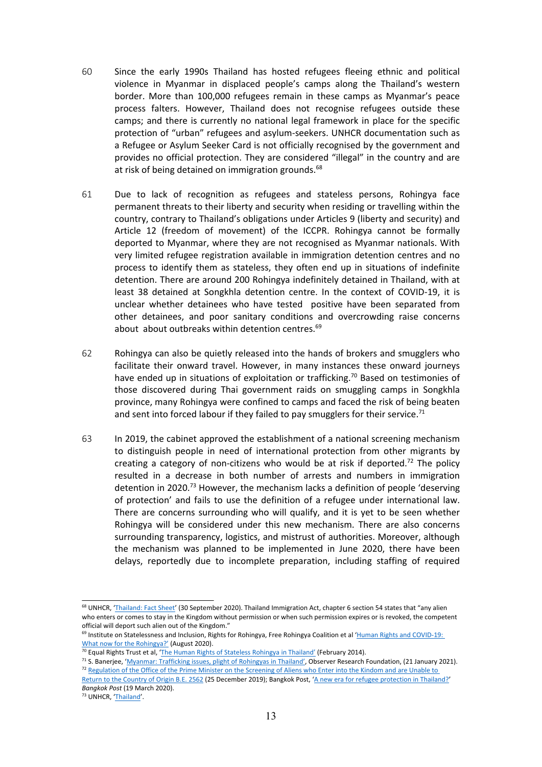60 Since the early 1990s Thailand has hosted refugees fleeing ethnic and political violence in Myanmar in displaced people's camps along the Thailand's western border. More than 100,000 refugees remain in these camps as Myanmar's peace process falters. However, Thailand does not recognise refugees outside these camps; and there is currently no national legal framework in place for the specific protection of "urban" refugees and asylum-seekers. UNHCR documentation such as a Refugee or Asylum Seeker Card is not officially recognised by the government and provides no official protection. They are considered "illegal" in the country and are at risk of being detained on immigration grounds.[68]

61 Due to lack of recognition as refugees and stateless persons, Rohingya face permanent threats to their liberty and security when residing or travelling within the country, contrary to Thailand's obligations under Articles 9 (liberty and security) and Article 12 (freedom of movement) of the ICCPR. Rohingya cannot be formally deported to Myanmar, where they are not recognised as Myanmar nationals. With very limited refugee registration available in immigration detention centres and no process to identify them as stateless, they often end up in situations of indefinite detention. There are around 200 Rohingya indefinitely detained in Thailand, with at least 38 detained at Songkhla detention centre. In the context of COVID-19, it is unclear whether detainees who have tested positive have been separated from other detainees, and poor sanitary conditions and overcrowding raise concerns about about outbreaks within detention centres.[69]

62 Rohingya can also be quietly released into the hands of brokers and smugglers who facilitate their onward travel. However, in many instances these onward journeys have ended up in situations of exploitation or trafficking.[70] Based on testimonies of those discovered during Thai government raids on smuggling camps in Songkhla province, many Rohingya were confined to camps and faced the risk of being beaten and sent into forced labour if they failed to pay smugglers for their service.[71]

63 In 2019, the cabinet approved the establishment of a national screening mechanism to distinguish people in need of international protection from other migrants by creating a category of non-citizens who would be at risk if deported.[72] The policy resulted in a decrease in both number of arrests and numbers in immigration detention in 2020.[73] However, the mechanism lacks a definition of people 'deserving of protection' and fails to use the definition of a refugee under international law. There are concerns surrounding who will qualify, and it is yet to be seen whether Rohingya will be considered under this new mechanism. There are also concerns surrounding transparency, logistics, and mistrust of authorities. Moreover, although the mechanism was planned to be implemented in June 2020, there have been delays, reportedly due to incomplete preparation, including staffing of required

---

[68] UNHCR, 'Thailand: Fact Sheet' (30 September 2020). Thailand Immigration Act, chapter 6 section 54 states that "any alien who enters or comes to stay in the Kingdom without permission or when such permission expires or is revoked, the competent official will deport such alien out of the Kingdom."

[69] Institute on Statelessness and Inclusion, Rights for Rohingya, Free Rohingya Coalition et al 'Human Rights and COVID-19: What now for the Rohingya?' (August 2020).

[70] Equal Rights Trust et al, 'The Human Rights of Stateless Rohingya in Thailand' (February 2014).

[71] S. Banerjee, 'Myanmar: Trafficking issues, plight of Rohingyas in Thailand', Observer Research Foundation, (21 January 2021).

[72] Regulation of the Office of the Prime Minister on the Screening of Aliens who Enter into the Kindom and are Unable to Return to the Country of Origin B.E. 2562 (25 December 2019); Bangkok Post, 'A new era for refugee protection in Thailand?' *Bangkok Post* (19 March 2020).

[73] UNHCR, 'Thailand'.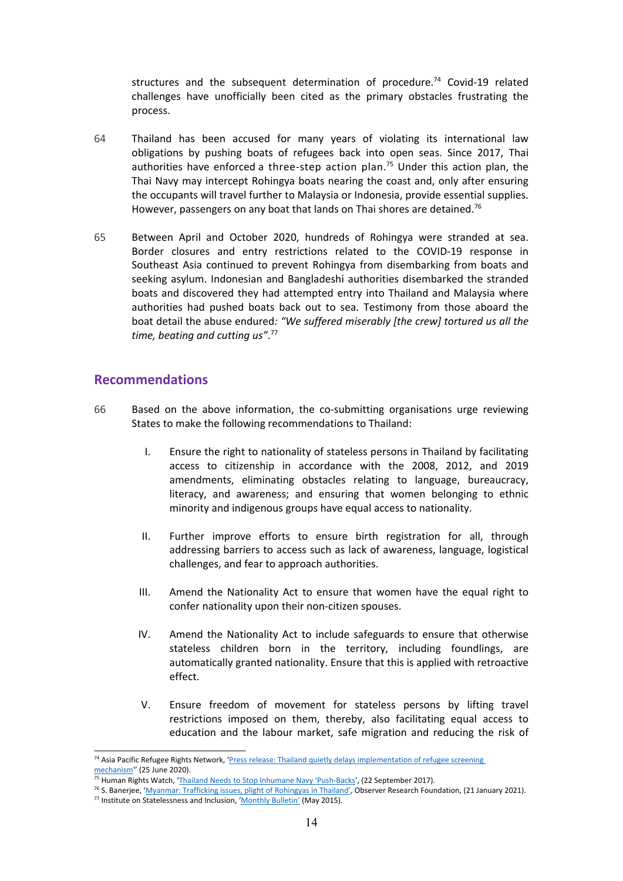structures and the subsequent determination of procedure.[74] Covid-19 related challenges have unofficially been cited as the primary obstacles frustrating the process.

64 Thailand has been accused for many years of violating its international law obligations by pushing boats of refugees back into open seas. Since 2017, Thai authorities have enforced a three-step action plan.[75] Under this action plan, the Thai Navy may intercept Rohingya boats nearing the coast and, only after ensuring the occupants will travel further to Malaysia or Indonesia, provide essential supplies. However, passengers on any boat that lands on Thai shores are detained.[76]

65 Between April and October 2020, hundreds of Rohingya were stranded at sea. Border closures and entry restrictions related to the COVID-19 response in Southeast Asia continued to prevent Rohingya from disembarking from boats and seeking asylum. Indonesian and Bangladeshi authorities disembarked the stranded boats and discovered they had attempted entry into Thailand and Malaysia where authorities had pushed boats back out to sea. Testimony from those aboard the boat detail the abuse endured*: "We suffered miserably [the crew] tortured us all the time, beating and cutting us"*.[77]

## Recommendations

66 Based on the above information, the co-submitting organisations urge reviewing States to make the following recommendations to Thailand:

I. Ensure the right to nationality of stateless persons in Thailand by facilitating access to citizenship in accordance with the 2008, 2012, and 2019 amendments, eliminating obstacles relating to language, bureaucracy, literacy, and awareness; and ensuring that women belonging to ethnic minority and indigenous groups have equal access to nationality.

II. Further improve efforts to ensure birth registration for all, through addressing barriers to access such as lack of awareness, language, logistical challenges, and fear to approach authorities.

III. Amend the Nationality Act to ensure that women have the equal right to confer nationality upon their non-citizen spouses.

IV. Amend the Nationality Act to include safeguards to ensure that otherwise stateless children born in the territory, including foundlings, are automatically granted nationality. Ensure that this is applied with retroactive effect.

V. Ensure freedom of movement for stateless persons by lifting travel restrictions imposed on them, thereby, also facilitating equal access to education and the labour market, safe migration and reducing the risk of

---

[74] Asia Pacific Refugee Rights Network, 'Press release: Thailand quietly delays implementation of refugee screening mechanism'' (25 June 2020).

[75] Human Rights Watch, 'Thailand Needs to Stop Inhumane Navy 'Push-Backs'', (22 September 2017).

[76] S. Banerjee, 'Myanmar: Trafficking issues, plight of Rohingyas in Thailand', Observer Research Foundation, (21 January 2021).

[77] Institute on Statelessness and Inclusion, 'Monthly Bulletin' (May 2015).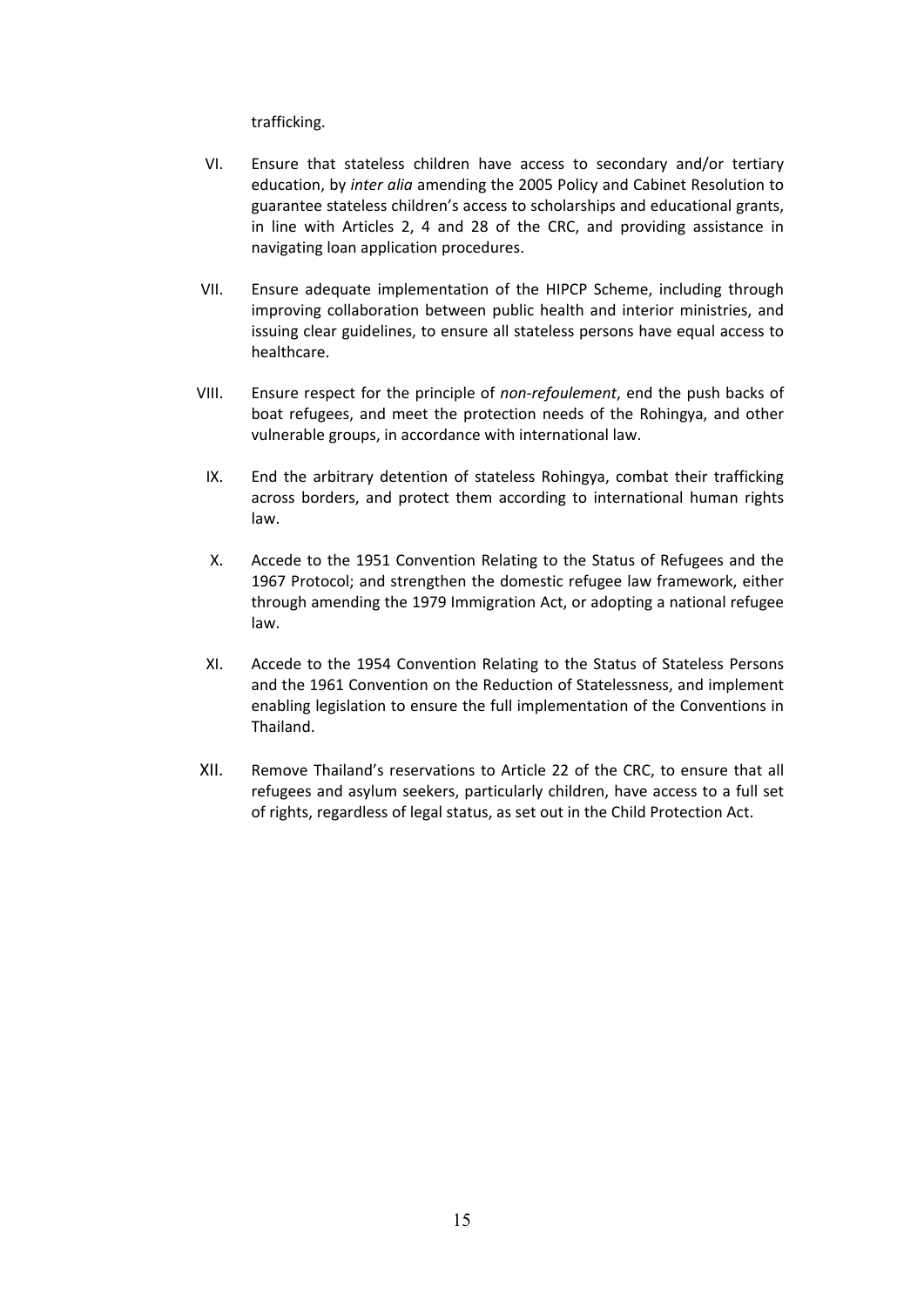trafficking.

VI. Ensure that stateless children have access to secondary and/or tertiary education, by *inter alia* amending the 2005 Policy and Cabinet Resolution to guarantee stateless children's access to scholarships and educational grants, in line with Articles 2, 4 and 28 of the CRC, and providing assistance in navigating loan application procedures.

VII. Ensure adequate implementation of the HIPCP Scheme, including through improving collaboration between public health and interior ministries, and issuing clear guidelines, to ensure all stateless persons have equal access to healthcare.

VIII. Ensure respect for the principle of *non-refoulement*, end the push backs of boat refugees, and meet the protection needs of the Rohingya, and other vulnerable groups, in accordance with international law.

IX. End the arbitrary detention of stateless Rohingya, combat their trafficking across borders, and protect them according to international human rights law.

X. Accede to the 1951 Convention Relating to the Status of Refugees and the 1967 Protocol; and strengthen the domestic refugee law framework, either through amending the 1979 Immigration Act, or adopting a national refugee law.

XI. Accede to the 1954 Convention Relating to the Status of Stateless Persons and the 1961 Convention on the Reduction of Statelessness, and implement enabling legislation to ensure the full implementation of the Conventions in Thailand.

XII. Remove Thailand's reservations to Article 22 of the CRC, to ensure that all refugees and asylum seekers, particularly children, have access to a full set of rights, regardless of legal status, as set out in the Child Protection Act.